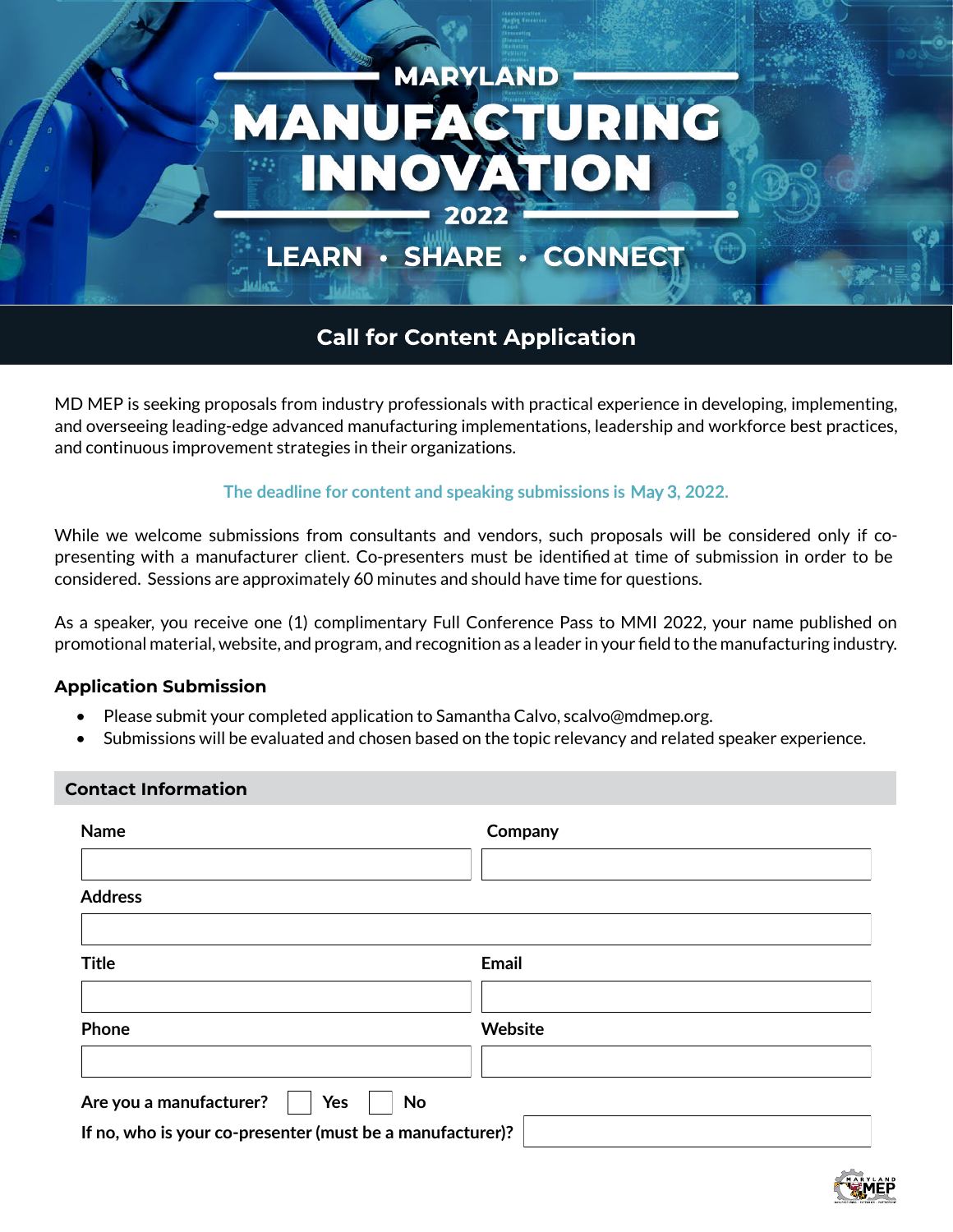# MARYLAND MANUFACTURING INNOVATION 2022

## LEARN • SHARE • CONNECT

## Call for Content Application

MD MEP is seeking proposals from industry professionals with practical experience in developing, implementing, and overseeing leading-edge advanced manufacturing implementations, leadership and workforce best practices, and continuous improvement strategies in their organizations.

**The deadline for content and speaking submissions is May 3, 2022.**

While we welcome submissions from consultants and vendors, such proposals will be considered only if co-presenting with a manufacturer client. Co-presenters must be identified at time of submission in order to be considered. Sessions are approximately 60 minutes and should have time for questions.

As a speaker, you receive one (1) complimentary Full Conference Pass to MMI 2022, your name published on promotional material, website, and program, and recognition as a leader in your field to the manufacturing industry.

### Application Submission

- Please submit your completed application to Samantha Calvo, scalvo@mdmep.org.
- Submissions will be evaluated and chosen based on the topic relevancy and related speaker experience.

### Contact Information

**Name**

**Company**

**Address**

**Title**

**Email**

**Phone**

**Website**

**Are you a manufacturer?** ☐ Yes ☐ No

**If no, who is your co-presenter (must be a manufacturer)?**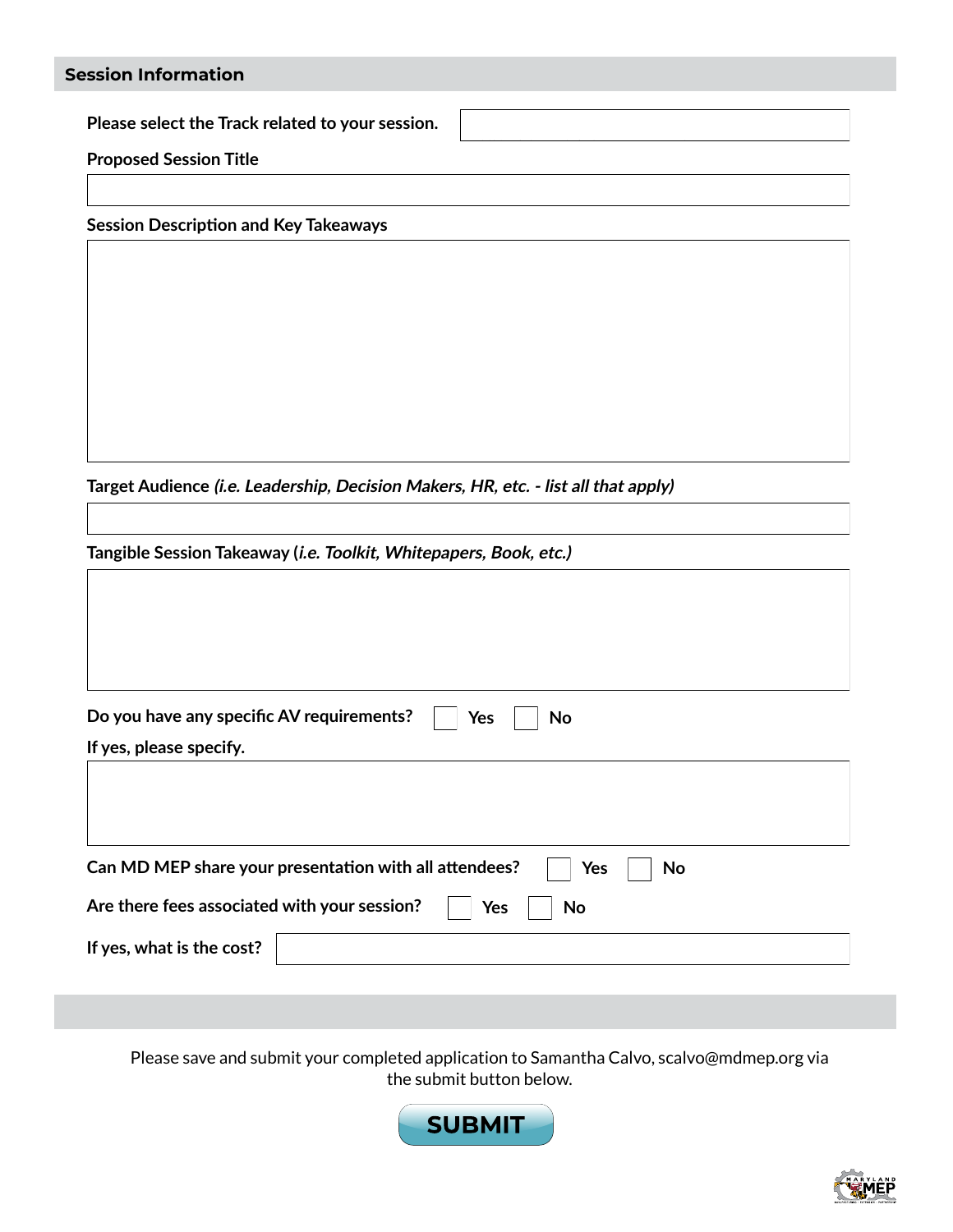## Session Information

**Please select the Track related to your session.**

**Proposed Session Title**

**Session Description and Key Takeaways**

**Target Audience** ***(i.e. Leadership, Decision Makers, HR, etc. - list all that apply)***

**Tangible Session Takeaway (*****i.e. Toolkit, Whitepapers, Book, etc.)***

**Do you have any specific AV requirements?** ☐ **Yes** ☐ **No**

**If yes, please specify.**

**Can MD MEP share your presentation with all attendees?** ☐ **Yes** ☐ **No**

**Are there fees associated with your session?** ☐ **Yes** ☐ **No**

**If yes, what is the cost?**

Please save and submit your completed application to Samantha Calvo, scalvo@mdmep.org via the submit button below.

**SUBMIT**